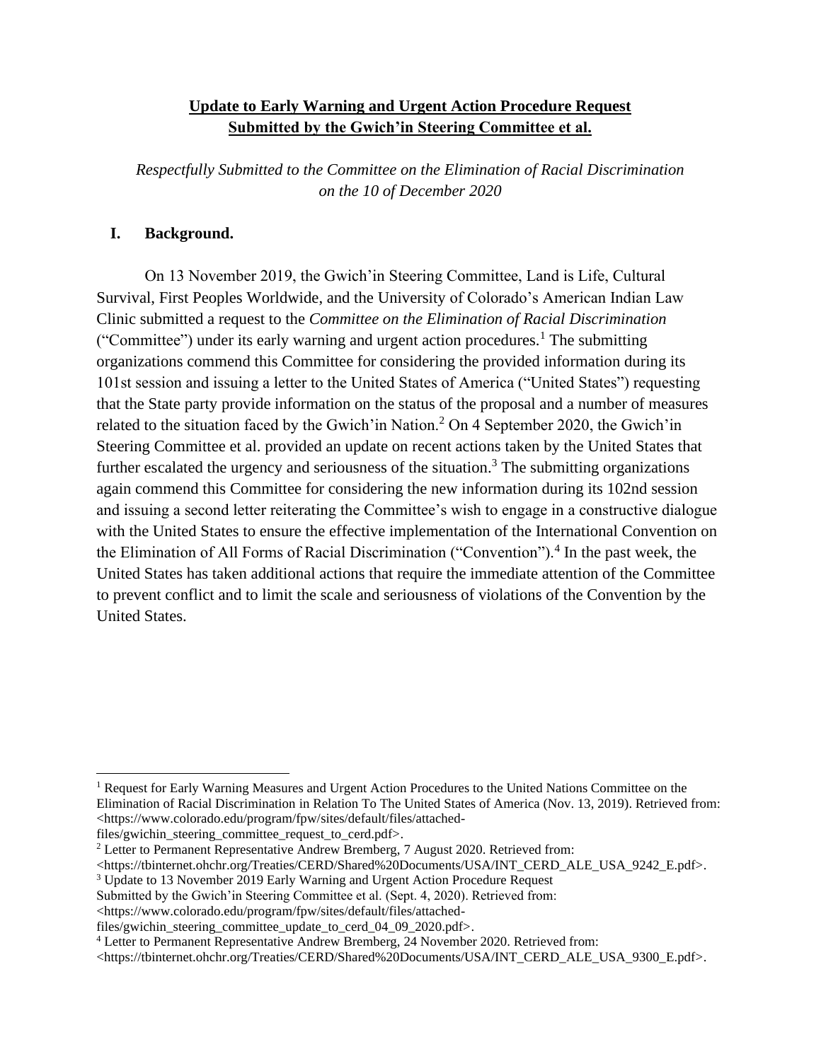**Update to Early Warning and Urgent Action Procedure Request Submitted by the Gwich'in Steering Committee et al.**

*Respectfully Submitted to the Committee on the Elimination of Racial Discrimination on the 10 of December 2020*

## I. Background.

On 13 November 2019, the Gwich'in Steering Committee, Land is Life, Cultural Survival, First Peoples Worldwide, and the University of Colorado's American Indian Law Clinic submitted a request to the *Committee on the Elimination of Racial Discrimination* ("Committee") under its early warning and urgent action procedures.[1] The submitting organizations commend this Committee for considering the provided information during its 101st session and issuing a letter to the United States of America ("United States") requesting that the State party provide information on the status of the proposal and a number of measures related to the situation faced by the Gwich'in Nation.[2] On 4 September 2020, the Gwich'in Steering Committee et al. provided an update on recent actions taken by the United States that further escalated the urgency and seriousness of the situation.[3] The submitting organizations again commend this Committee for considering the new information during its 102nd session and issuing a second letter reiterating the Committee's wish to engage in a constructive dialogue with the United States to ensure the effective implementation of the International Convention on the Elimination of All Forms of Racial Discrimination ("Convention").[4] In the past week, the United States has taken additional actions that require the immediate attention of the Committee to prevent conflict and to limit the scale and seriousness of violations of the Convention by the United States.

---

[1] Request for Early Warning Measures and Urgent Action Procedures to the United Nations Committee on the Elimination of Racial Discrimination in Relation To The United States of America (Nov. 13, 2019). Retrieved from: <https://www.colorado.edu/program/fpw/sites/default/files/attached-files/gwichin_steering_committee_request_to_cerd.pdf>.

[2] Letter to Permanent Representative Andrew Bremberg, 7 August 2020. Retrieved from: <https://tbinternet.ohchr.org/Treaties/CERD/Shared%20Documents/USA/INT_CERD_ALE_USA_9242_E.pdf>.

[3] Update to 13 November 2019 Early Warning and Urgent Action Procedure Request Submitted by the Gwich'in Steering Committee et al. (Sept. 4, 2020). Retrieved from: <https://www.colorado.edu/program/fpw/sites/default/files/attached-files/gwichin_steering_committee_update_to_cerd_04_09_2020.pdf>.

[4] Letter to Permanent Representative Andrew Bremberg, 24 November 2020. Retrieved from: <https://tbinternet.ohchr.org/Treaties/CERD/Shared%20Documents/USA/INT_CERD_ALE_USA_9300_E.pdf>.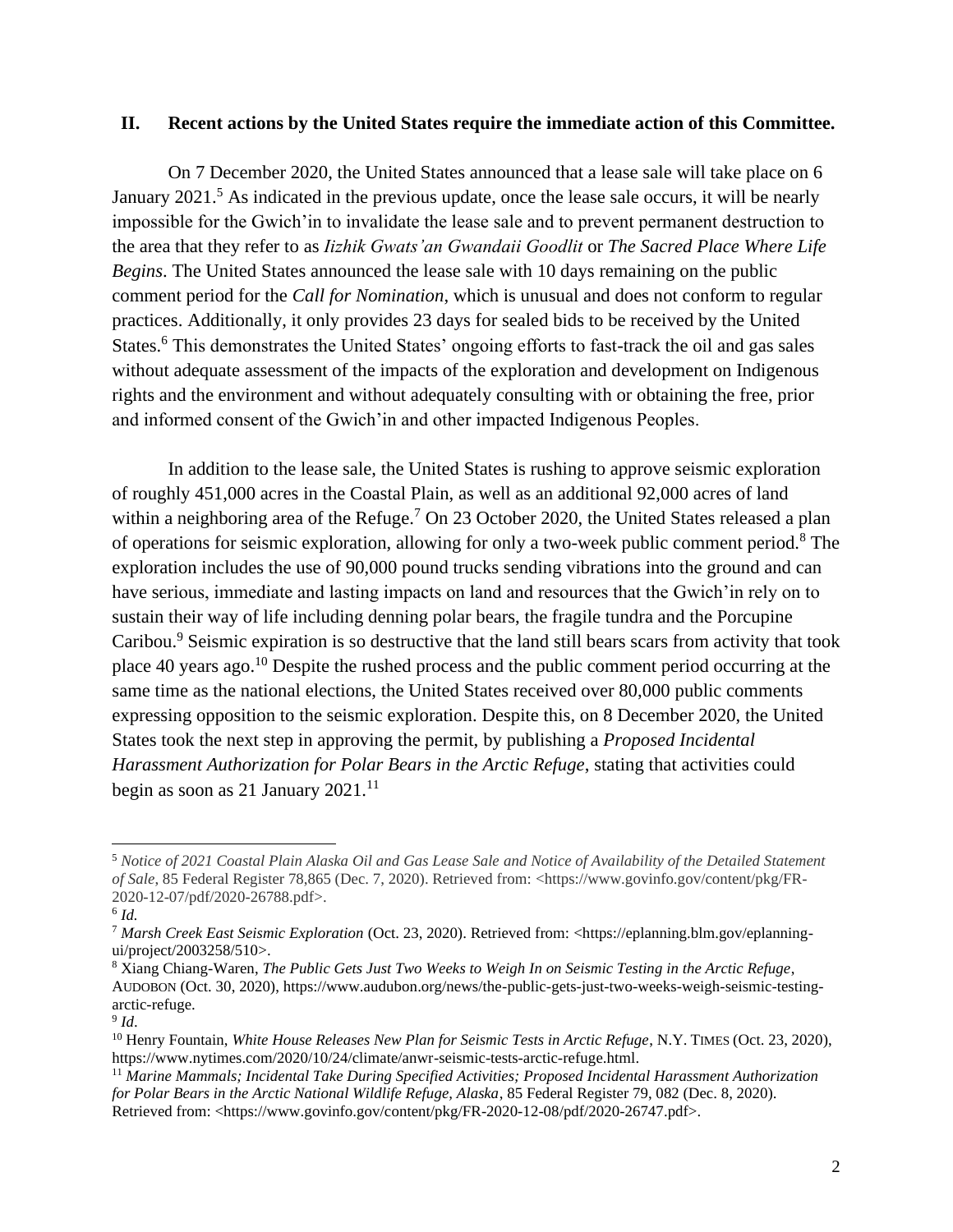## II. Recent actions by the United States require the immediate action of this Committee.

On 7 December 2020, the United States announced that a lease sale will take place on 6 January 2021.[5] As indicated in the previous update, once the lease sale occurs, it will be nearly impossible for the Gwich'in to invalidate the lease sale and to prevent permanent destruction to the area that they refer to as *Iizhik Gwats'an Gwandaii Goodlit* or *The Sacred Place Where Life Begins*. The United States announced the lease sale with 10 days remaining on the public comment period for the *Call for Nomination*, which is unusual and does not conform to regular practices. Additionally, it only provides 23 days for sealed bids to be received by the United States.[6] This demonstrates the United States' ongoing efforts to fast-track the oil and gas sales without adequate assessment of the impacts of the exploration and development on Indigenous rights and the environment and without adequately consulting with or obtaining the free, prior and informed consent of the Gwich'in and other impacted Indigenous Peoples.

In addition to the lease sale, the United States is rushing to approve seismic exploration of roughly 451,000 acres in the Coastal Plain, as well as an additional 92,000 acres of land within a neighboring area of the Refuge.[7] On 23 October 2020, the United States released a plan of operations for seismic exploration, allowing for only a two-week public comment period.[8] The exploration includes the use of 90,000 pound trucks sending vibrations into the ground and can have serious, immediate and lasting impacts on land and resources that the Gwich'in rely on to sustain their way of life including denning polar bears, the fragile tundra and the Porcupine Caribou.[9] Seismic expiration is so destructive that the land still bears scars from activity that took place 40 years ago.[10] Despite the rushed process and the public comment period occurring at the same time as the national elections, the United States received over 80,000 public comments expressing opposition to the seismic exploration. Despite this, on 8 December 2020, the United States took the next step in approving the permit, by publishing a *Proposed Incidental Harassment Authorization for Polar Bears in the Arctic Refuge*, stating that activities could begin as soon as 21 January 2021.[11]

---

[5] *Notice of 2021 Coastal Plain Alaska Oil and Gas Lease Sale and Notice of Availability of the Detailed Statement of Sale*, 85 Federal Register 78,865 (Dec. 7, 2020). Retrieved from: <https://www.govinfo.gov/content/pkg/FR-2020-12-07/pdf/2020-26788.pdf>.

[6] *Id.*

[7] *Marsh Creek East Seismic Exploration* (Oct. 23, 2020). Retrieved from: <https://eplanning.blm.gov/eplanning-ui/project/2003258/510>.

[8] Xiang Chiang-Waren, *The Public Gets Just Two Weeks to Weigh In on Seismic Testing in the Arctic Refuge*, AUDOBON (Oct. 30, 2020), https://www.audubon.org/news/the-public-gets-just-two-weeks-weigh-seismic-testing-arctic-refuge.

[9] *Id*.

[10] Henry Fountain, *White House Releases New Plan for Seismic Tests in Arctic Refuge*, N.Y. TIMES (Oct. 23, 2020), https://www.nytimes.com/2020/10/24/climate/anwr-seismic-tests-arctic-refuge.html.

[11] *Marine Mammals; Incidental Take During Specified Activities; Proposed Incidental Harassment Authorization for Polar Bears in the Arctic National Wildlife Refuge, Alaska*, 85 Federal Register 79, 082 (Dec. 8, 2020). Retrieved from: <https://www.govinfo.gov/content/pkg/FR-2020-12-08/pdf/2020-26747.pdf>.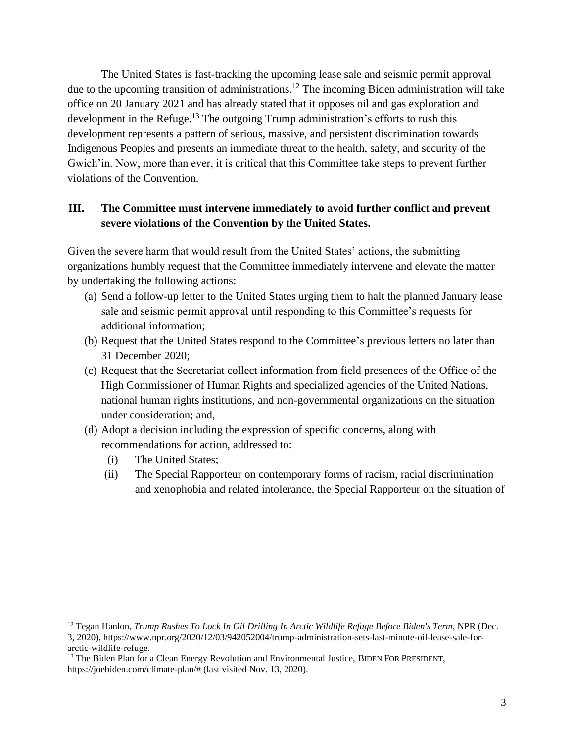The United States is fast-tracking the upcoming lease sale and seismic permit approval due to the upcoming transition of administrations.[12] The incoming Biden administration will take office on 20 January 2021 and has already stated that it opposes oil and gas exploration and development in the Refuge.[13] The outgoing Trump administration's efforts to rush this development represents a pattern of serious, massive, and persistent discrimination towards Indigenous Peoples and presents an immediate threat to the health, safety, and security of the Gwich'in. Now, more than ever, it is critical that this Committee take steps to prevent further violations of the Convention.

## III. The Committee must intervene immediately to avoid further conflict and prevent severe violations of the Convention by the United States.

Given the severe harm that would result from the United States' actions, the submitting organizations humbly request that the Committee immediately intervene and elevate the matter by undertaking the following actions:

(a) Send a follow-up letter to the United States urging them to halt the planned January lease sale and seismic permit approval until responding to this Committee's requests for additional information;

(b) Request that the United States respond to the Committee's previous letters no later than 31 December 2020;

(c) Request that the Secretariat collect information from field presences of the Office of the High Commissioner of Human Rights and specialized agencies of the United Nations, national human rights institutions, and non-governmental organizations on the situation under consideration; and,

(d) Adopt a decision including the expression of specific concerns, along with recommendations for action, addressed to:

   (i) The United States;

   (ii) The Special Rapporteur on contemporary forms of racism, racial discrimination and xenophobia and related intolerance, the Special Rapporteur on the situation of

---

[12] Tegan Hanlon, *Trump Rushes To Lock In Oil Drilling In Arctic Wildlife Refuge Before Biden's Term*, NPR (Dec. 3, 2020), https://www.npr.org/2020/12/03/942052004/trump-administration-sets-last-minute-oil-lease-sale-for-arctic-wildlife-refuge.

[13] The Biden Plan for a Clean Energy Revolution and Environmental Justice, BIDEN FOR PRESIDENT, https://joebiden.com/climate-plan/# (last visited Nov. 13, 2020).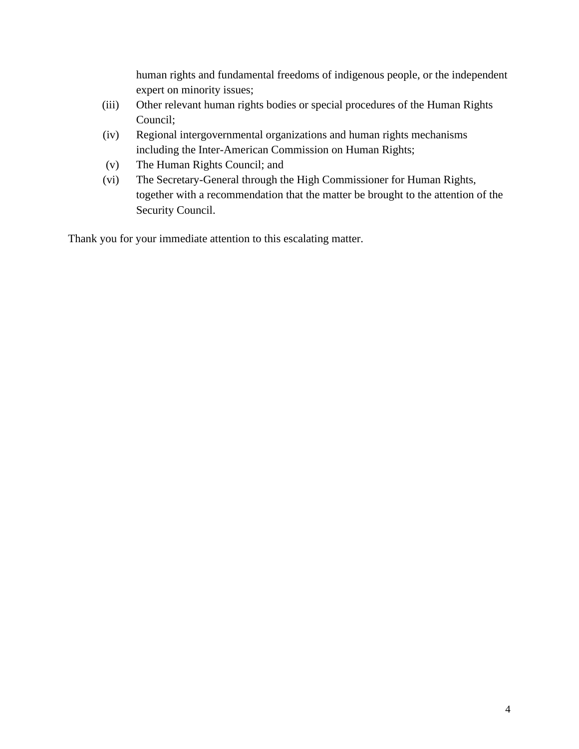human rights and fundamental freedoms of indigenous people, or the independent expert on minority issues;

(iii) Other relevant human rights bodies or special procedures of the Human Rights Council;

(iv) Regional intergovernmental organizations and human rights mechanisms including the Inter-American Commission on Human Rights;

(v) The Human Rights Council; and

(vi) The Secretary-General through the High Commissioner for Human Rights, together with a recommendation that the matter be brought to the attention of the Security Council.

Thank you for your immediate attention to this escalating matter.